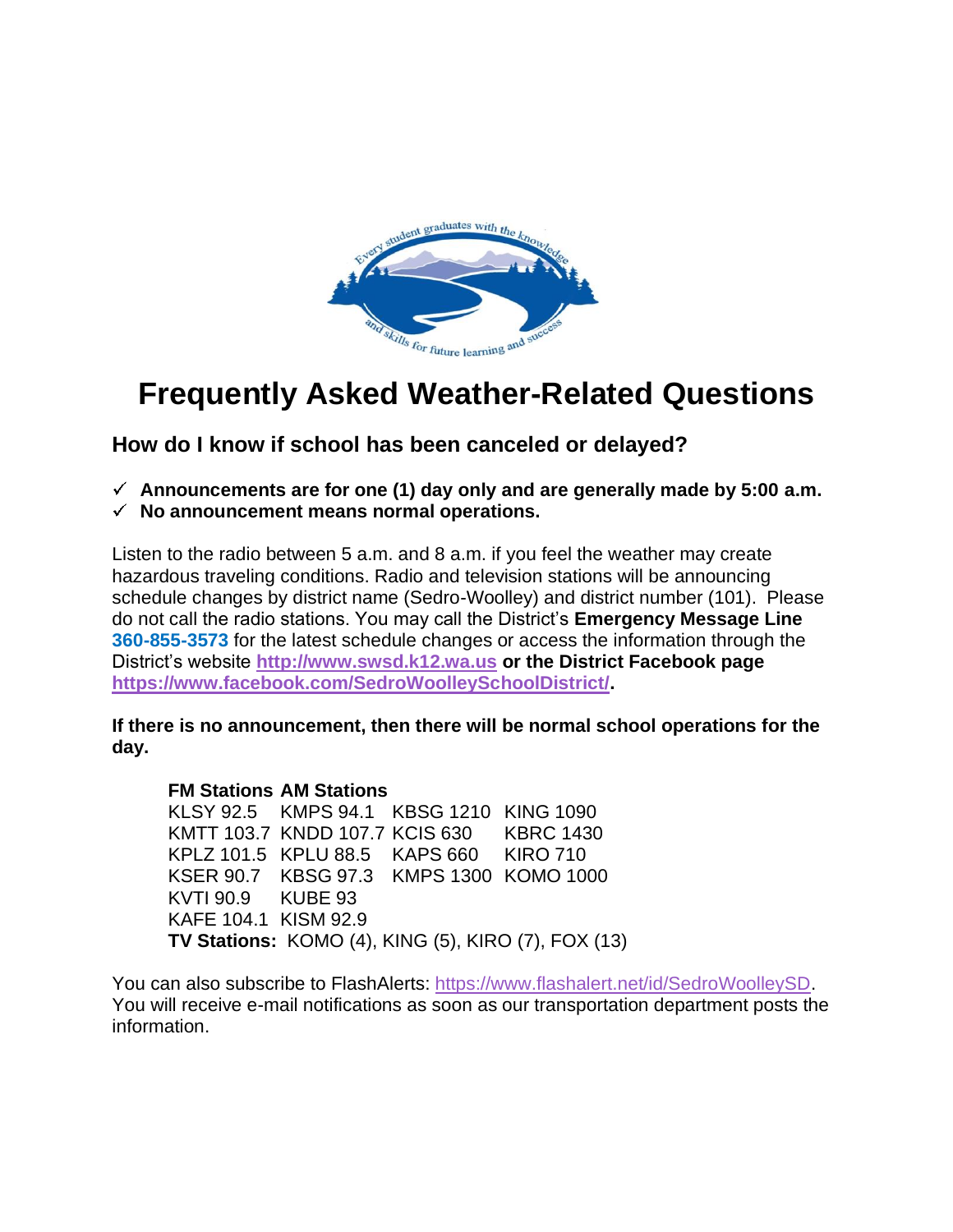# Frequently Asked Weather-Related Questions

## How do I know if school has been canceled or delayed?

- ✓ **Announcements are for one (1) day only and are generally made by 5:00 a.m.**
- ✓ **No announcement means normal operations.**

Listen to the radio between 5 a.m. and 8 a.m. if you feel the weather may create hazardous traveling conditions. Radio and television stations will be announcing schedule changes by district name (Sedro-Woolley) and district number (101). Please do not call the radio stations. You may call the District's **Emergency Message Line 360-855-3573** for the latest schedule changes or access the information through the District's website **http://www.swsd.k12.wa.us or the District Facebook page https://www.facebook.com/SedroWoolleySchoolDistrict/.**

**If there is no announcement, then there will be normal school operations for the day.**

| FM Stations | AM Stations | | |
|---|---|---|---|
| KLSY 92.5 | KMPS 94.1 | KBSG 1210 | KING 1090 |
| KMTT 103.7 | KNDD 107.7 | KCIS 630 | KBRC 1430 |
| KPLZ 101.5 | KPLU 88.5 | KAPS 660 | KIRO 710 |
| KSER 90.7 | KBSG 97.3 | KMPS 1300 | KOMO 1000 |
| KVTI 90.9 | KUBE 93 | | |
| KAFE 104.1 | KISM 92.9 | | |

**TV Stations:** KOMO (4), KING (5), KIRO (7), FOX (13)

You can also subscribe to FlashAlerts: https://www.flashalert.net/id/SedroWoolleySD. You will receive e-mail notifications as soon as our transportation department posts the information.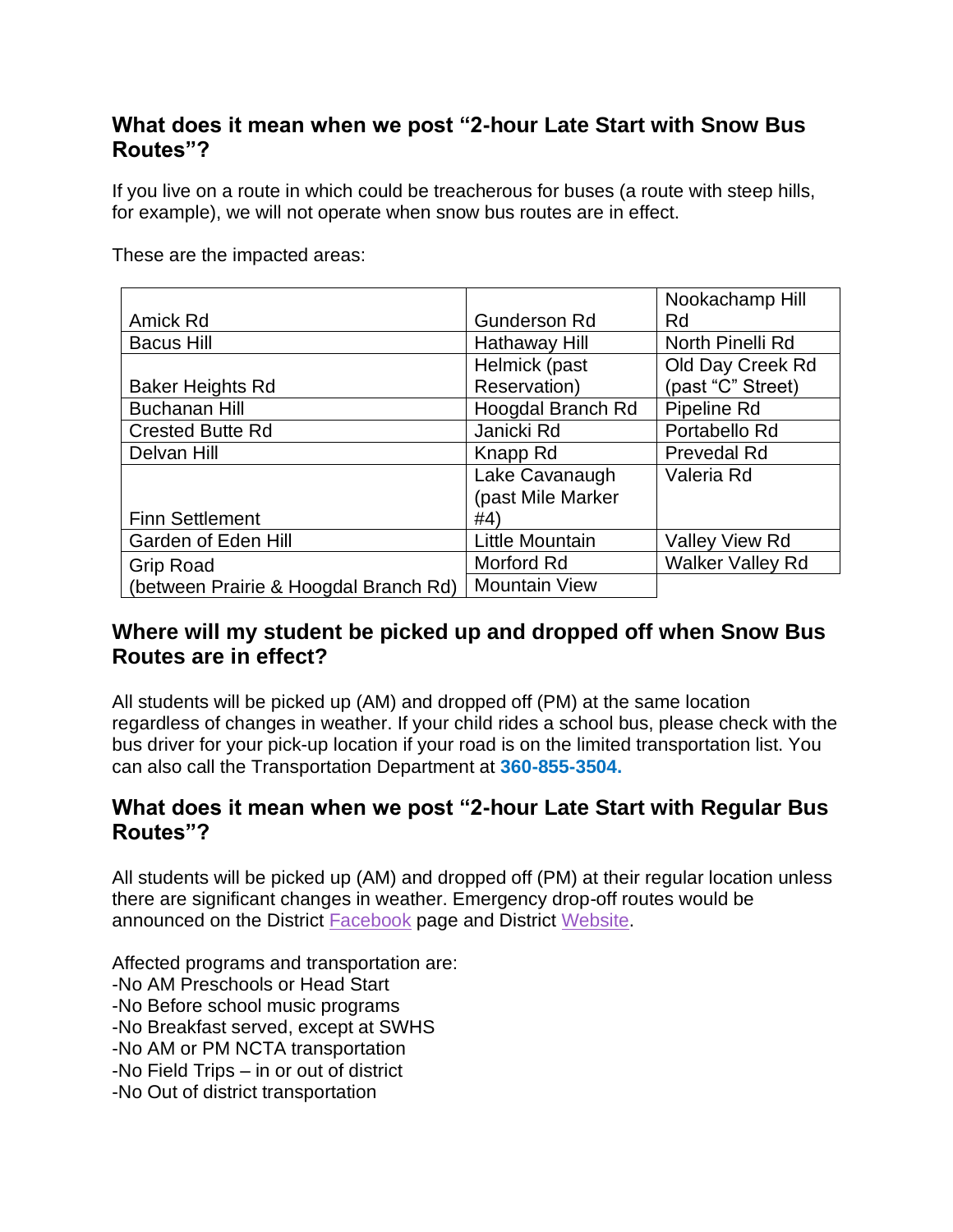## What does it mean when we post "2-hour Late Start with Snow Bus Routes"?

If you live on a route in which could be treacherous for buses (a route with steep hills, for example), we will not operate when snow bus routes are in effect.

These are the impacted areas:

| | | |
|---|---|---|
| Amick Rd | Gunderson Rd | Nookachamp Hill Rd |
| Bacus Hill | Hathaway Hill | North Pinelli Rd |
| Baker Heights Rd | Helmick (past Reservation) | Old Day Creek Rd (past "C" Street) |
| Buchanan Hill | Hoogdal Branch Rd | Pipeline Rd |
| Crested Butte Rd | Janicki Rd | Portabello Rd |
| Delvan Hill | Knapp Rd | Prevedal Rd |
| Finn Settlement | Lake Cavanaugh (past Mile Marker #4) | Valeria Rd |
| Garden of Eden Hill | Little Mountain | Valley View Rd |
| Grip Road (between Prairie & Hoogdal Branch Rd) | Morford Rd | Walker Valley Rd |
| | Mountain View | |

## Where will my student be picked up and dropped off when Snow Bus Routes are in effect?

All students will be picked up (AM) and dropped off (PM) at the same location regardless of changes in weather. If your child rides a school bus, please check with the bus driver for your pick-up location if your road is on the limited transportation list. You can also call the Transportation Department at **360-855-3504.**

## What does it mean when we post "2-hour Late Start with Regular Bus Routes"?

All students will be picked up (AM) and dropped off (PM) at their regular location unless there are significant changes in weather. Emergency drop-off routes would be announced on the District Facebook page and District Website.

Affected programs and transportation are:
-No AM Preschools or Head Start
-No Before school music programs
-No Breakfast served, except at SWHS
-No AM or PM NCTA transportation
-No Field Trips – in or out of district
-No Out of district transportation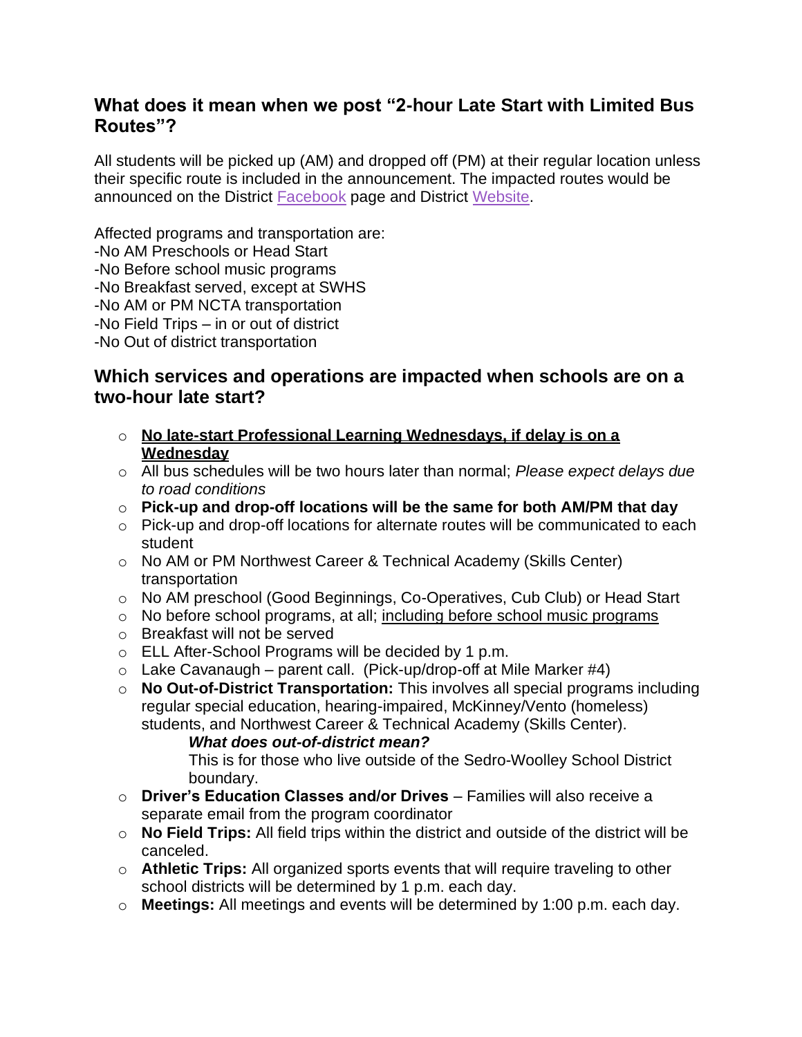## What does it mean when we post "2-hour Late Start with Limited Bus Routes"?

All students will be picked up (AM) and dropped off (PM) at their regular location unless their specific route is included in the announcement. The impacted routes would be announced on the District Facebook page and District Website.

Affected programs and transportation are:
-No AM Preschools or Head Start
-No Before school music programs
-No Breakfast served, except at SWHS
-No AM or PM NCTA transportation
-No Field Trips – in or out of district
-No Out of district transportation

## Which services and operations are impacted when schools are on a two-hour late start?

- **No late-start Professional Learning Wednesdays, if delay is on a Wednesday**
- All bus schedules will be two hours later than normal; *Please expect delays due to road conditions*
- **Pick-up and drop-off locations will be the same for both AM/PM that day**
- Pick-up and drop-off locations for alternate routes will be communicated to each student
- No AM or PM Northwest Career & Technical Academy (Skills Center) transportation
- No AM preschool (Good Beginnings, Co-Operatives, Cub Club) or Head Start
- No before school programs, at all; including before school music programs
- Breakfast will not be served
- ELL After-School Programs will be decided by 1 p.m.
- Lake Cavanaugh – parent call. (Pick-up/drop-off at Mile Marker #4)
- **No Out-of-District Transportation:** This involves all special programs including regular special education, hearing-impaired, McKinney/Vento (homeless) students, and Northwest Career & Technical Academy (Skills Center).

  ***What does out-of-district mean?***

  This is for those who live outside of the Sedro-Woolley School District boundary.
- **Driver's Education Classes and/or Drives** – Families will also receive a separate email from the program coordinator
- **No Field Trips:** All field trips within the district and outside of the district will be canceled.
- **Athletic Trips:** All organized sports events that will require traveling to other school districts will be determined by 1 p.m. each day.
- **Meetings:** All meetings and events will be determined by 1:00 p.m. each day.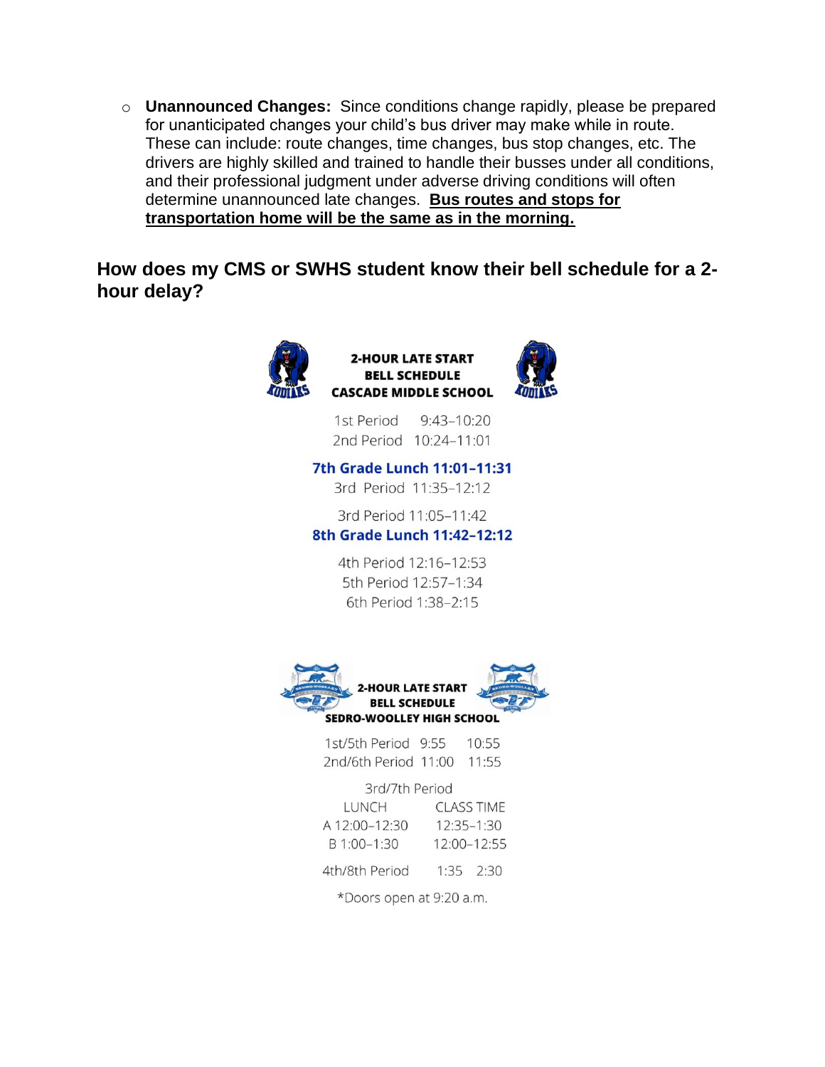- **Unannounced Changes:** Since conditions change rapidly, please be prepared for unanticipated changes your child's bus driver may make while in route. These can include: route changes, time changes, bus stop changes, etc. The drivers are highly skilled and trained to handle their busses under all conditions, and their professional judgment under adverse driving conditions will often determine unannounced late changes. **Bus routes and stops for transportation home will be the same as in the morning.**

## How does my CMS or SWHS student know their bell schedule for a 2-hour delay?

**2-HOUR LATE START BELL SCHEDULE CASCADE MIDDLE SCHOOL**

1st Period 9:43–10:20
2nd Period 10:24–11:01

**7th Grade Lunch 11:01–11:31**
3rd Period 11:35–12:12

3rd Period 11:05–11:42
**8th Grade Lunch 11:42–12:12**

4th Period 12:16–12:53
5th Period 12:57–1:34
6th Period 1:38–2:15

**2-HOUR LATE START BELL SCHEDULE SEDRO-WOOLLEY HIGH SCHOOL**

1st/5th Period 9:55 10:55
2nd/6th Period 11:00 11:55

3rd/7th Period

| LUNCH | CLASS TIME |
| --- | --- |
| A 12:00–12:30 | 12:35–1:30 |
| B 1:00–1:30 | 12:00–12:55 |

4th/8th Period 1:35 2:30

*Doors open at 9:20 a.m.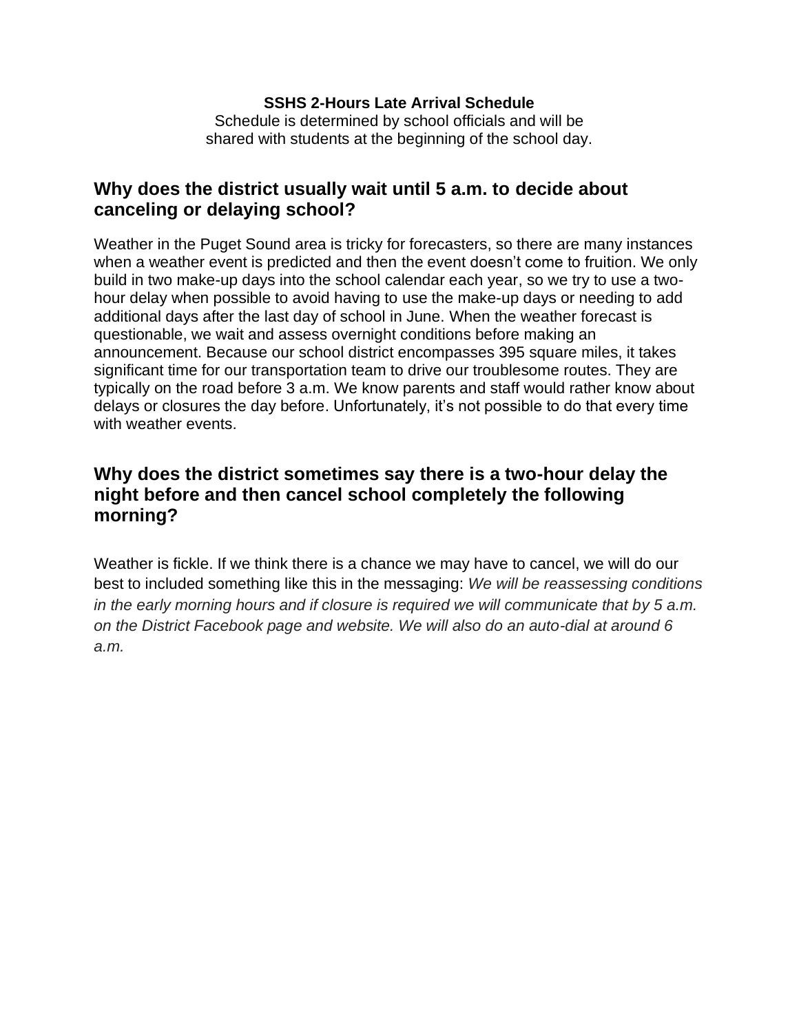**SSHS 2-Hours Late Arrival Schedule**

Schedule is determined by school officials and will be shared with students at the beginning of the school day.

## Why does the district usually wait until 5 a.m. to decide about canceling or delaying school?

Weather in the Puget Sound area is tricky for forecasters, so there are many instances when a weather event is predicted and then the event doesn't come to fruition. We only build in two make-up days into the school calendar each year, so we try to use a two-hour delay when possible to avoid having to use the make-up days or needing to add additional days after the last day of school in June. When the weather forecast is questionable, we wait and assess overnight conditions before making an announcement. Because our school district encompasses 395 square miles, it takes significant time for our transportation team to drive our troublesome routes. They are typically on the road before 3 a.m. We know parents and staff would rather know about delays or closures the day before. Unfortunately, it's not possible to do that every time with weather events.

## Why does the district sometimes say there is a two-hour delay the night before and then cancel school completely the following morning?

Weather is fickle. If we think there is a chance we may have to cancel, we will do our best to included something like this in the messaging: *We will be reassessing conditions in the early morning hours and if closure is required we will communicate that by 5 a.m. on the District Facebook page and website. We will also do an auto-dial at around 6 a.m.*